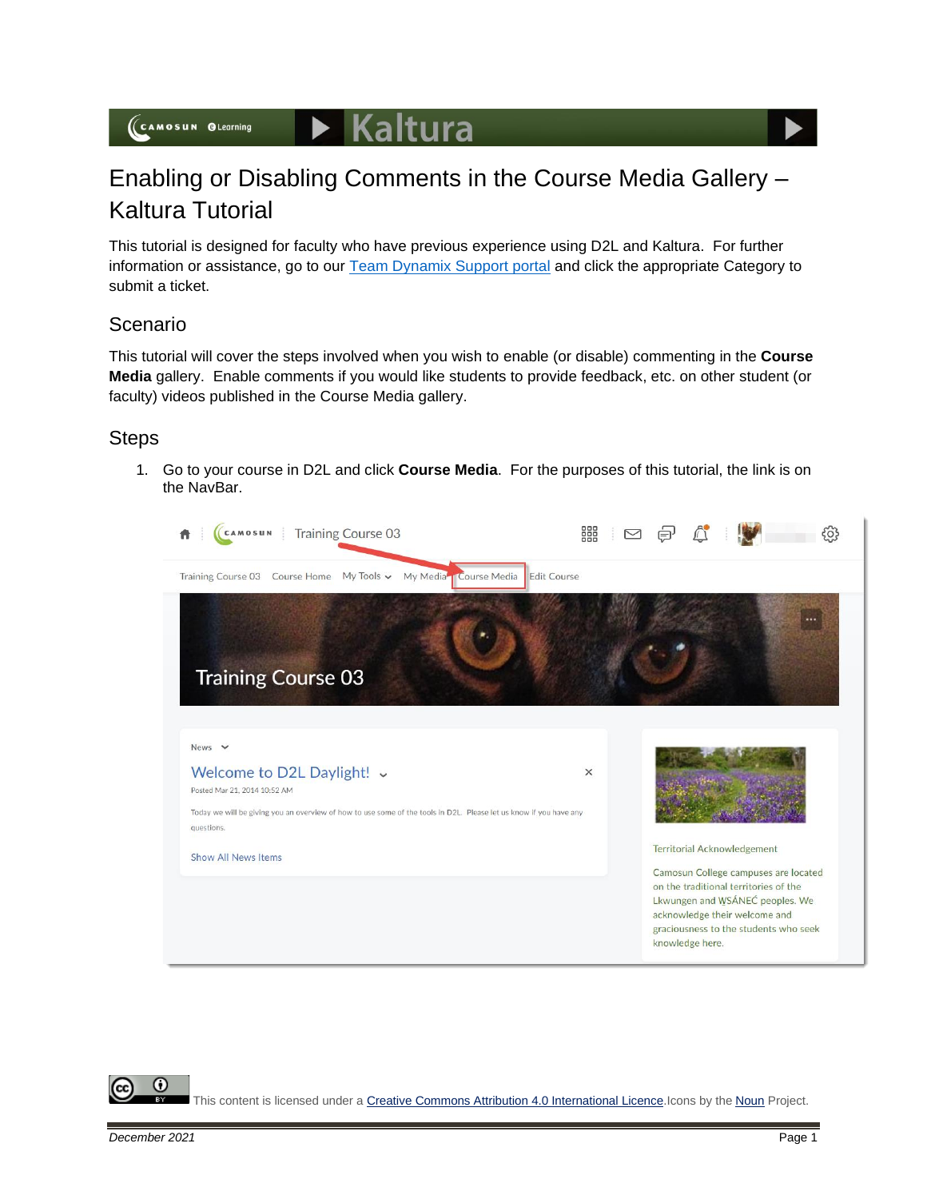# Enabling or Disabling Comments in the Course Media Gallery – Kaltura Tutorial

This tutorial is designed for faculty who have previous experience using D2L and Kaltura. For further information or assistance, go to our [Team Dynamix Support portal]() and click the appropriate Category to submit a ticket.

## Scenario

This tutorial will cover the steps involved when you wish to enable (or disable) commenting in the **Course Media** gallery. Enable comments if you would like students to provide feedback, etc. on other student (or faculty) videos published in the Course Media gallery.

## Steps

1. Go to your course in D2L and click **Course Media**. For the purposes of this tutorial, the link is on the NavBar.

This content is licensed under a [Creative Commons Attribution 4.0 International Licence](). Icons by the [Noun]() Project.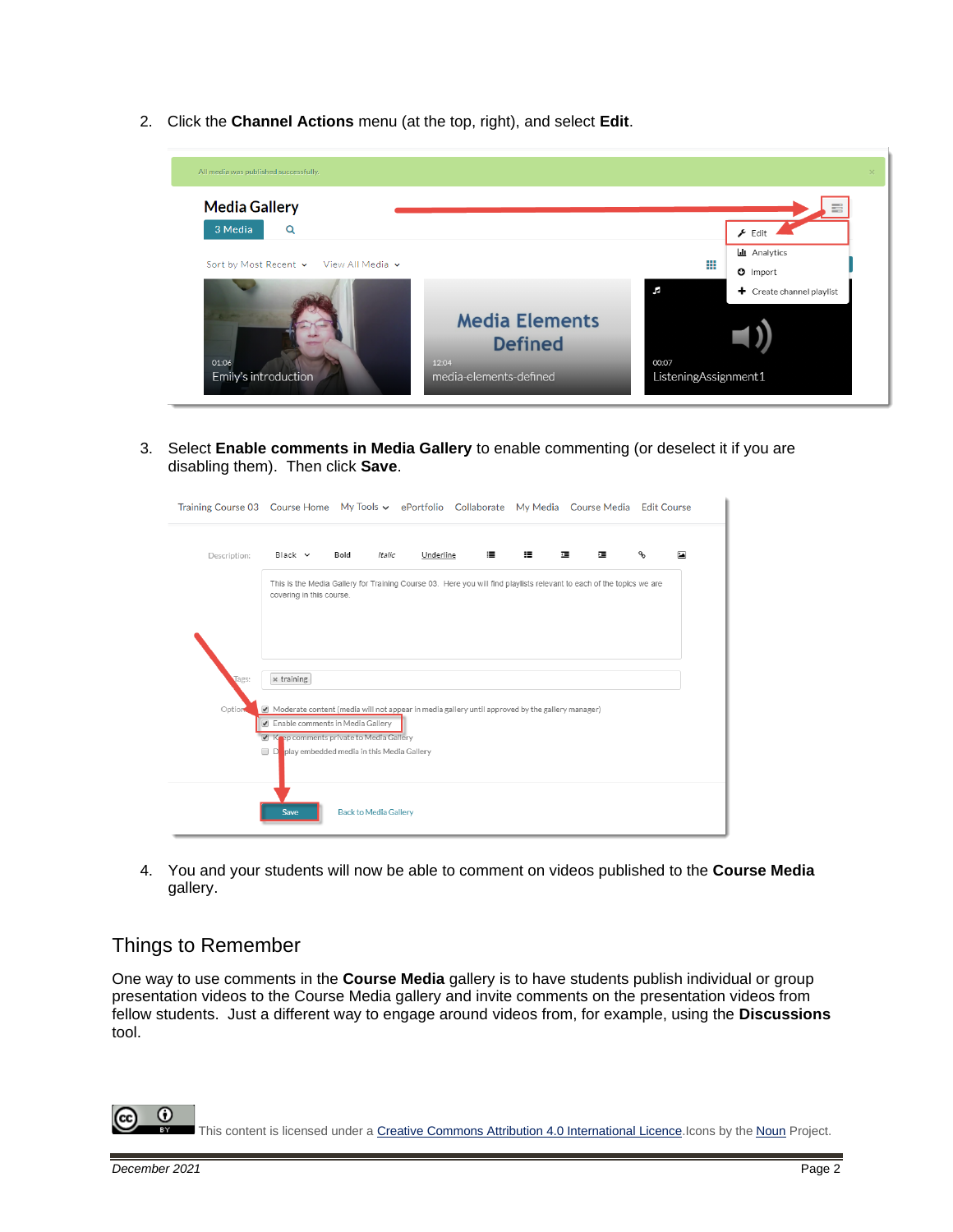2. Click the **Channel Actions** menu (at the top, right), and select **Edit**.

3. Select **Enable comments in Media Gallery** to enable commenting (or deselect it if you are disabling them). Then click **Save**.

4. You and your students will now be able to comment on videos published to the **Course Media** gallery.

## Things to Remember

One way to use comments in the **Course Media** gallery is to have students publish individual or group presentation videos to the Course Media gallery and invite comments on the presentation videos from fellow students. Just a different way to engage around videos from, for example, using the **Discussions** tool.

This content is licensed under a [Creative Commons Attribution 4.0 International Licence](). Icons by the [Noun]() Project.

December 2021